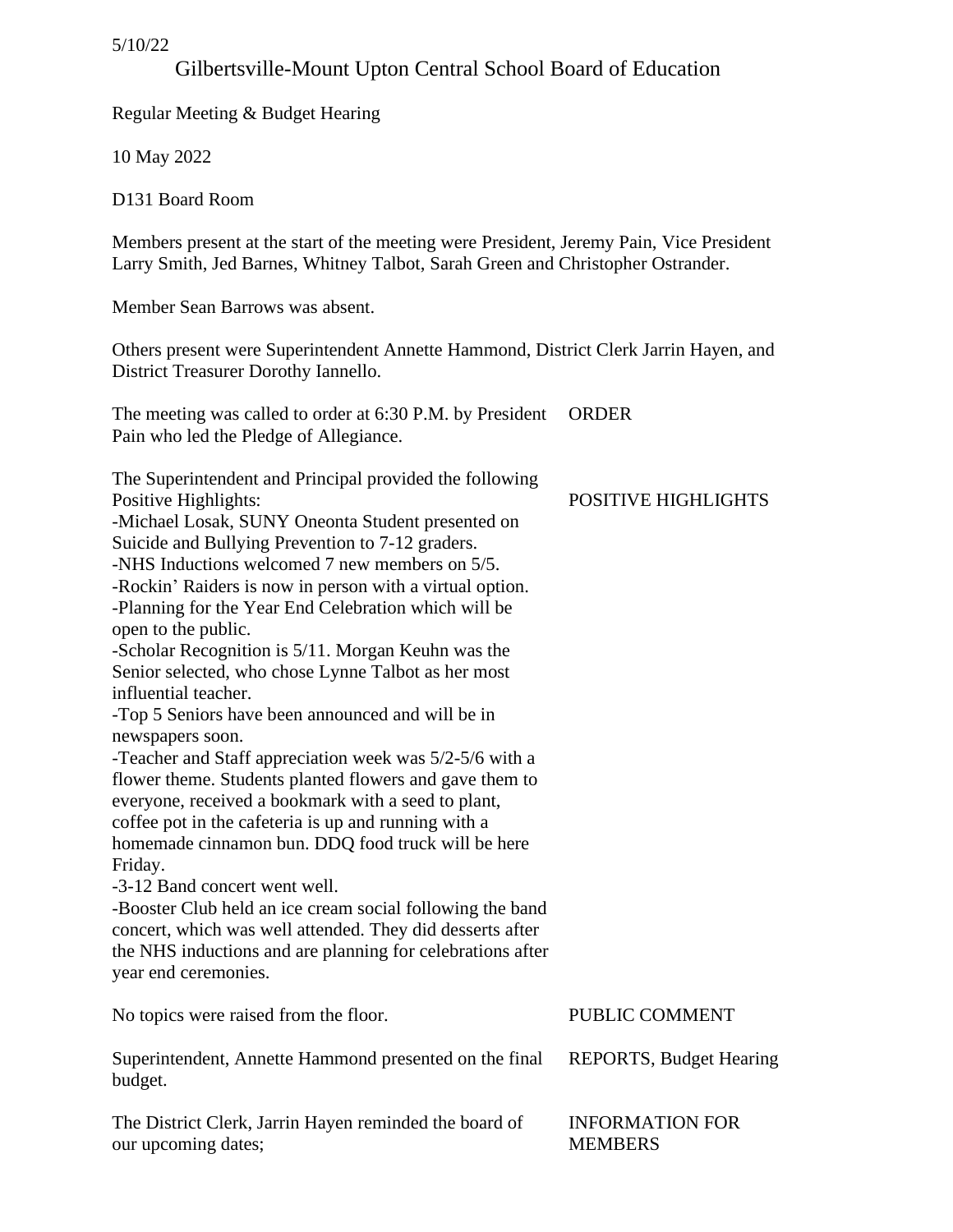5/10/22

# Gilbertsville-Mount Upton Central School Board of Education

Regular Meeting & Budget Hearing

10 May 2022

D131 Board Room

Members present at the start of the meeting were President, Jeremy Pain, Vice President Larry Smith, Jed Barnes, Whitney Talbot, Sarah Green and Christopher Ostrander.

Member Sean Barrows was absent.

Others present were Superintendent Annette Hammond, District Clerk Jarrin Hayen, and District Treasurer Dorothy Iannello.

**ORDER**

The meeting was called to order at 6:30 P.M. by President Pain who led the Pledge of Allegiance.

**POSITIVE HIGHLIGHTS**

The Superintendent and Principal provided the following Positive Highlights:

-Michael Losak, SUNY Oneonta Student presented on Suicide and Bullying Prevention to 7-12 graders.
-NHS Inductions welcomed 7 new members on 5/5.
-Rockin' Raiders is now in person with a virtual option.
-Planning for the Year End Celebration which will be open to the public.
-Scholar Recognition is 5/11. Morgan Keuhn was the Senior selected, who chose Lynne Talbot as her most influential teacher.
-Top 5 Seniors have been announced and will be in newspapers soon.
-Teacher and Staff appreciation week was 5/2-5/6 with a flower theme. Students planted flowers and gave them to everyone, received a bookmark with a seed to plant, coffee pot in the cafeteria is up and running with a homemade cinnamon bun. DDQ food truck will be here Friday.
-3-12 Band concert went well.
-Booster Club held an ice cream social following the band concert, which was well attended. They did desserts after the NHS inductions and are planning for celebrations after year end ceremonies.

**PUBLIC COMMENT**

No topics were raised from the floor.

**REPORTS, Budget Hearing**

Superintendent, Annette Hammond presented on the final budget.

**INFORMATION FOR MEMBERS**

The District Clerk, Jarrin Hayen reminded the board of our upcoming dates;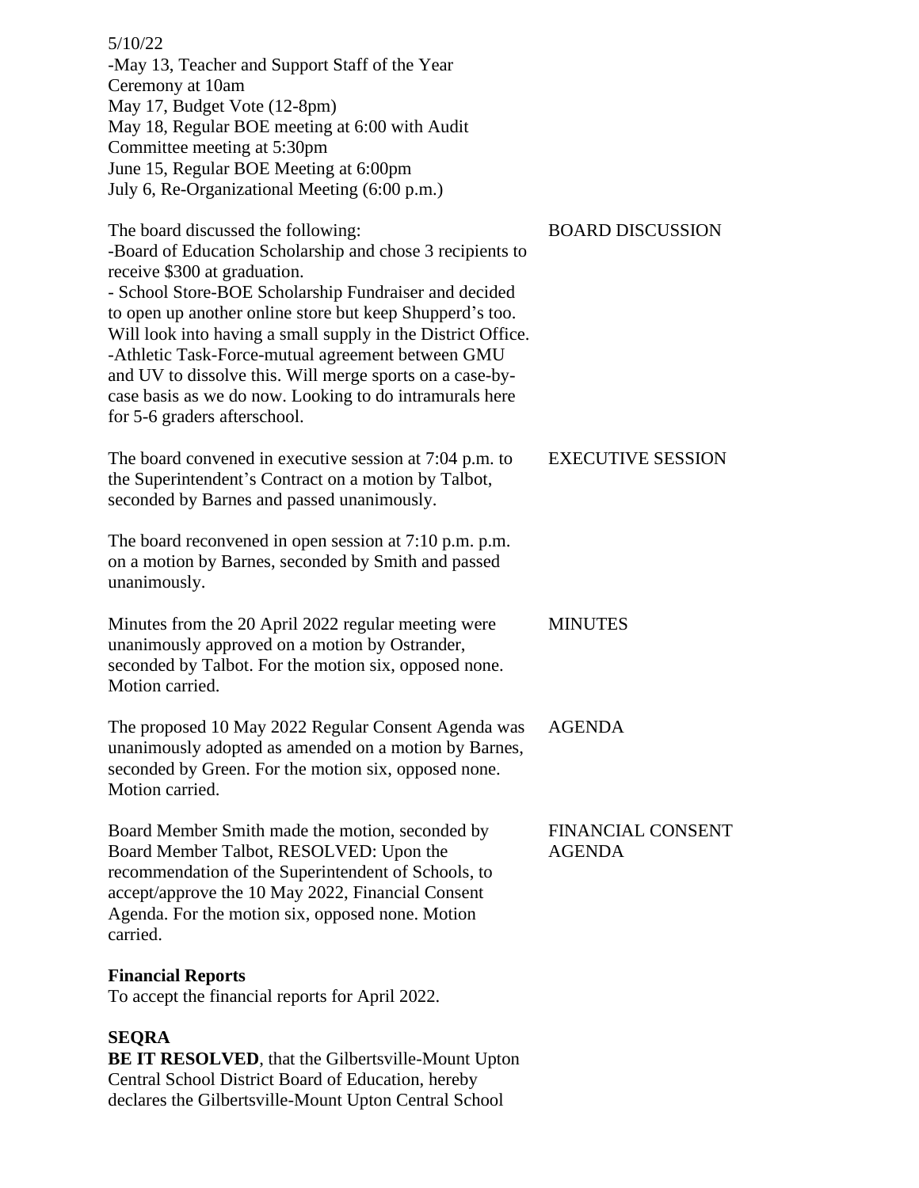5/10/22
-May 13, Teacher and Support Staff of the Year Ceremony at 10am
May 17, Budget Vote (12-8pm)
May 18, Regular BOE meeting at 6:00 with Audit Committee meeting at 5:30pm
June 15, Regular BOE Meeting at 6:00pm
July 6, Re-Organizational Meeting (6:00 p.m.)

BOARD DISCUSSION

The board discussed the following:
-Board of Education Scholarship and chose 3 recipients to receive $300 at graduation.
- School Store-BOE Scholarship Fundraiser and decided to open up another online store but keep Shupperd's too. Will look into having a small supply in the District Office.
-Athletic Task-Force-mutual agreement between GMU and UV to dissolve this. Will merge sports on a case-by-case basis as we do now. Looking to do intramurals here for 5-6 graders afterschool.

EXECUTIVE SESSION

The board convened in executive session at 7:04 p.m. to the Superintendent's Contract on a motion by Talbot, seconded by Barnes and passed unanimously.

The board reconvened in open session at 7:10 p.m. p.m. on a motion by Barnes, seconded by Smith and passed unanimously.

MINUTES

Minutes from the 20 April 2022 regular meeting were unanimously approved on a motion by Ostrander, seconded by Talbot. For the motion six, opposed none. Motion carried.

AGENDA

The proposed 10 May 2022 Regular Consent Agenda was unanimously adopted as amended on a motion by Barnes, seconded by Green. For the motion six, opposed none. Motion carried.

FINANCIAL CONSENT AGENDA

Board Member Smith made the motion, seconded by Board Member Talbot, RESOLVED: Upon the recommendation of the Superintendent of Schools, to accept/approve the 10 May 2022, Financial Consent Agenda. For the motion six, opposed none. Motion carried.

**Financial Reports**
To accept the financial reports for April 2022.

**SEQRA**
**BE IT RESOLVED**, that the Gilbertsville-Mount Upton Central School District Board of Education, hereby declares the Gilbertsville-Mount Upton Central School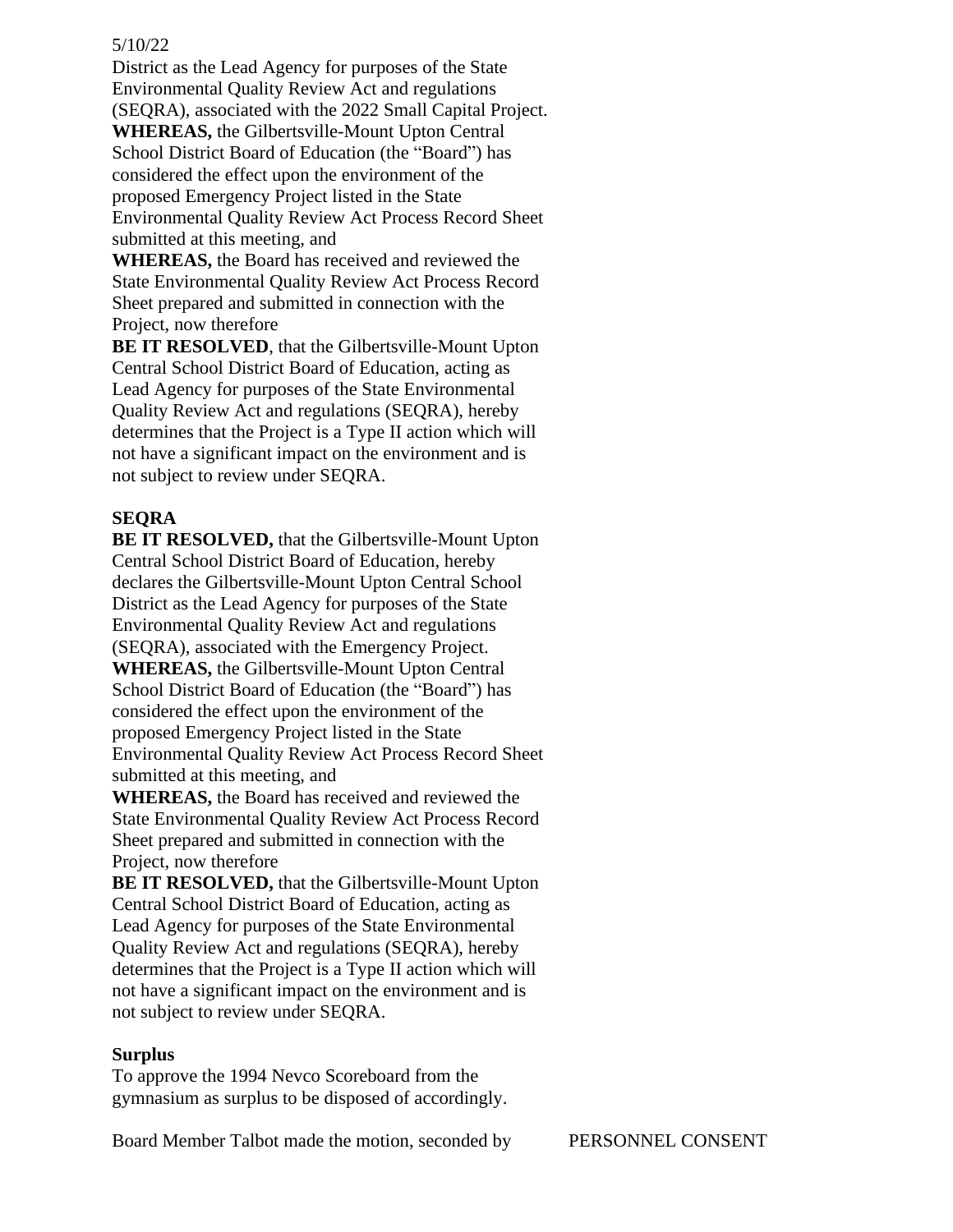5/10/22

District as the Lead Agency for purposes of the State Environmental Quality Review Act and regulations (SEQRA), associated with the 2022 Small Capital Project.

**WHEREAS,** the Gilbertsville-Mount Upton Central School District Board of Education (the "Board") has considered the effect upon the environment of the proposed Emergency Project listed in the State Environmental Quality Review Act Process Record Sheet submitted at this meeting, and

**WHEREAS,** the Board has received and reviewed the State Environmental Quality Review Act Process Record Sheet prepared and submitted in connection with the Project, now therefore

**BE IT RESOLVED**, that the Gilbertsville-Mount Upton Central School District Board of Education, acting as Lead Agency for purposes of the State Environmental Quality Review Act and regulations (SEQRA), hereby determines that the Project is a Type II action which will not have a significant impact on the environment and is not subject to review under SEQRA.

**SEQRA**

**BE IT RESOLVED,** that the Gilbertsville-Mount Upton Central School District Board of Education, hereby declares the Gilbertsville-Mount Upton Central School District as the Lead Agency for purposes of the State Environmental Quality Review Act and regulations (SEQRA), associated with the Emergency Project.

**WHEREAS,** the Gilbertsville-Mount Upton Central School District Board of Education (the "Board") has considered the effect upon the environment of the proposed Emergency Project listed in the State Environmental Quality Review Act Process Record Sheet submitted at this meeting, and

**WHEREAS,** the Board has received and reviewed the State Environmental Quality Review Act Process Record Sheet prepared and submitted in connection with the Project, now therefore

**BE IT RESOLVED,** that the Gilbertsville-Mount Upton Central School District Board of Education, acting as Lead Agency for purposes of the State Environmental Quality Review Act and regulations (SEQRA), hereby determines that the Project is a Type II action which will not have a significant impact on the environment and is not subject to review under SEQRA.

**Surplus**

To approve the 1994 Nevco Scoreboard from the gymnasium as surplus to be disposed of accordingly.

Board Member Talbot made the motion, seconded by

PERSONNEL CONSENT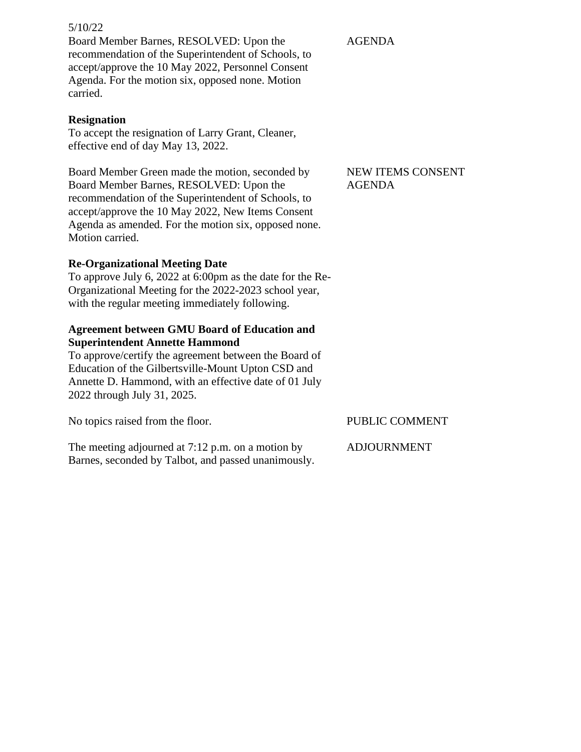5/10/22

Board Member Barnes, RESOLVED: Upon the recommendation of the Superintendent of Schools, to accept/approve the 10 May 2022, Personnel Consent Agenda. For the motion six, opposed none. Motion carried.

AGENDA

**Resignation**
To accept the resignation of Larry Grant, Cleaner, effective end of day May 13, 2022.

NEW ITEMS CONSENT AGENDA

Board Member Green made the motion, seconded by Board Member Barnes, RESOLVED: Upon the recommendation of the Superintendent of Schools, to accept/approve the 10 May 2022, New Items Consent Agenda as amended. For the motion six, opposed none. Motion carried.

**Re-Organizational Meeting Date**
To approve July 6, 2022 at 6:00pm as the date for the Re-Organizational Meeting for the 2022-2023 school year, with the regular meeting immediately following.

**Agreement between GMU Board of Education and Superintendent Annette Hammond**
To approve/certify the agreement between the Board of Education of the Gilbertsville-Mount Upton CSD and Annette D. Hammond, with an effective date of 01 July 2022 through July 31, 2025.

PUBLIC COMMENT

No topics raised from the floor.

ADJOURNMENT

The meeting adjourned at 7:12 p.m. on a motion by Barnes, seconded by Talbot, and passed unanimously.